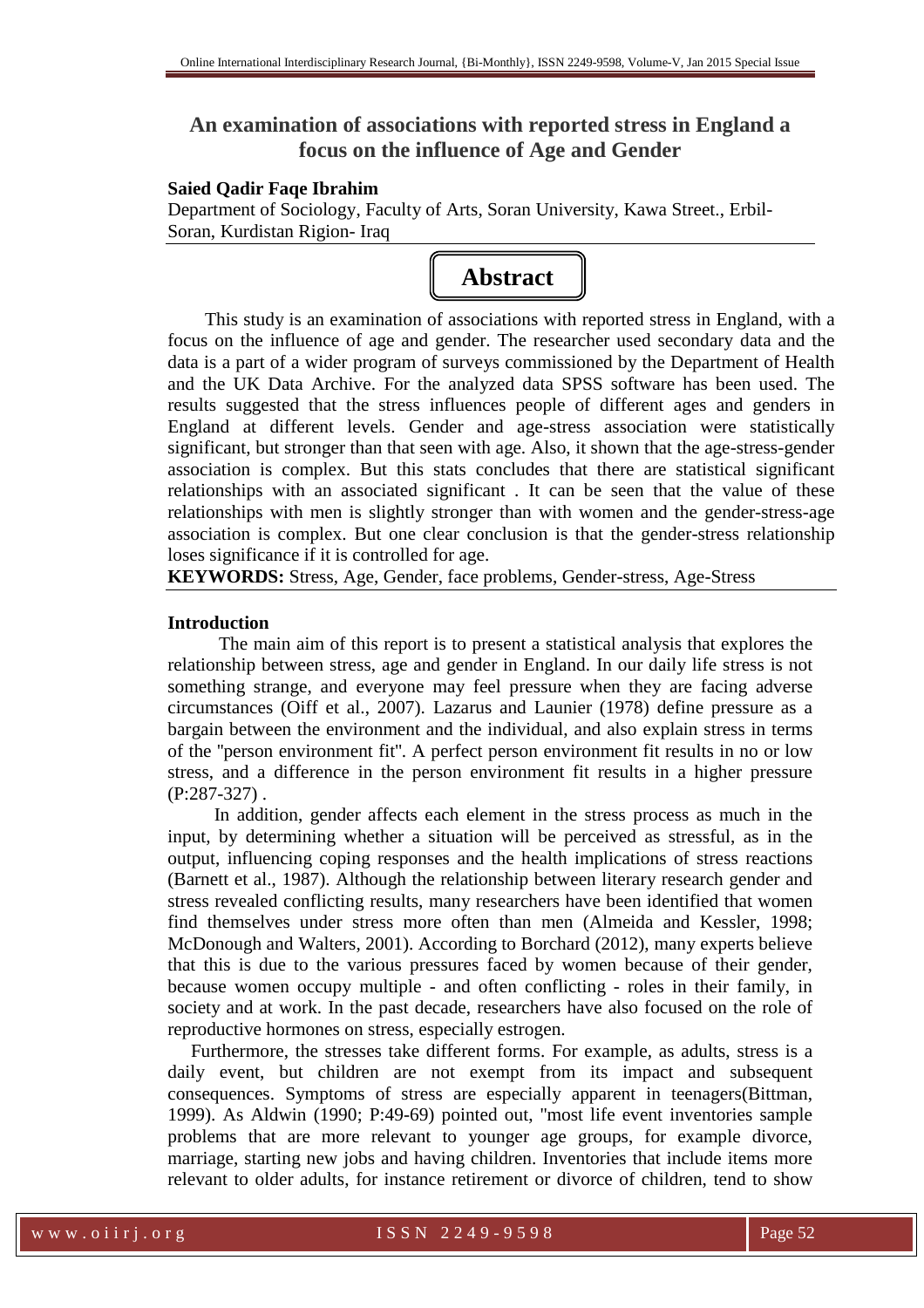# An examination of associations with reported stress in England a focus on the influence of Age and Gender

**Saied Qadir Faqe Ibrahim**

Department of Sociology, Faculty of Arts, Soran University, Kawa Street., Erbil-Soran, Kurdistan Rigion- Iraq

## Abstract

This study is an examination of associations with reported stress in England, with a focus on the influence of age and gender. The researcher used secondary data and the data is a part of a wider program of surveys commissioned by the Department of Health and the UK Data Archive. For the analyzed data SPSS software has been used. The results suggested that the stress influences people of different ages and genders in England at different levels. Gender and age-stress association were statistically significant, but stronger than that seen with age. Also, it shown that the age-stress-gender association is complex. But this stats concludes that there are statistical significant relationships with an associated significant . It can be seen that the value of these relationships with men is slightly stronger than with women and the gender-stress-age association is complex. But one clear conclusion is that the gender-stress relationship loses significance if it is controlled for age.

**KEYWORDS:** Stress, Age, Gender, face problems, Gender-stress, Age-Stress

### Introduction

The main aim of this report is to present a statistical analysis that explores the relationship between stress, age and gender in England. In our daily life stress is not something strange, and everyone may feel pressure when they are facing adverse circumstances (Oiff et al., 2007). Lazarus and Launier (1978) define pressure as a bargain between the environment and the individual, and also explain stress in terms of the "person environment fit". A perfect person environment fit results in no or low stress, and a difference in the person environment fit results in a higher pressure (P:287-327) .

In addition, gender affects each element in the stress process as much in the input, by determining whether a situation will be perceived as stressful, as in the output, influencing coping responses and the health implications of stress reactions (Barnett et al., 1987). Although the relationship between literary research gender and stress revealed conflicting results, many researchers have been identified that women find themselves under stress more often than men (Almeida and Kessler, 1998; McDonough and Walters, 2001). According to Borchard (2012), many experts believe that this is due to the various pressures faced by women because of their gender, because women occupy multiple - and often conflicting - roles in their family, in society and at work. In the past decade, researchers have also focused on the role of reproductive hormones on stress, especially estrogen.

Furthermore, the stresses take different forms. For example, as adults, stress is a daily event, but children are not exempt from its impact and subsequent consequences. Symptoms of stress are especially apparent in teenagers(Bittman, 1999). As Aldwin (1990; P:49-69) pointed out, "most life event inventories sample problems that are more relevant to younger age groups, for example divorce, marriage, starting new jobs and having children. Inventories that include items more relevant to older adults, for instance retirement or divorce of children, tend to show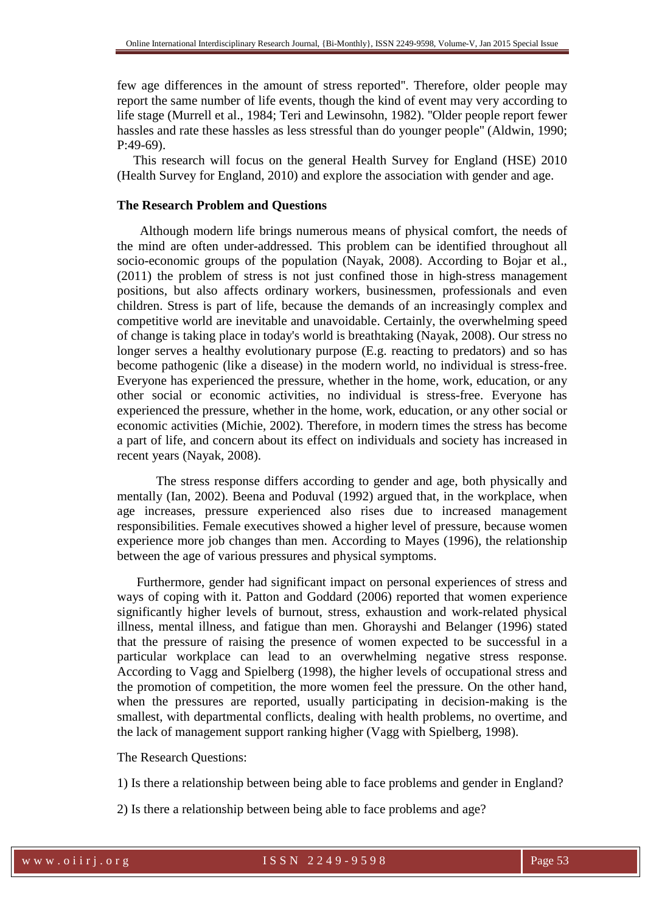few age differences in the amount of stress reported". Therefore, older people may report the same number of life events, though the kind of event may very according to life stage (Murrell et al., 1984; Teri and Lewinsohn, 1982). "Older people report fewer hassles and rate these hassles as less stressful than do younger people" (Aldwin, 1990; P:49-69).

This research will focus on the general Health Survey for England (HSE) 2010 (Health Survey for England, 2010) and explore the association with gender and age.

**The Research Problem and Questions**

Although modern life brings numerous means of physical comfort, the needs of the mind are often under-addressed. This problem can be identified throughout all socio-economic groups of the population (Nayak, 2008). According to Bojar et al., (2011) the problem of stress is not just confined those in high-stress management positions, but also affects ordinary workers, businessmen, professionals and even children. Stress is part of life, because the demands of an increasingly complex and competitive world are inevitable and unavoidable. Certainly, the overwhelming speed of change is taking place in today's world is breathtaking (Nayak, 2008). Our stress no longer serves a healthy evolutionary purpose (E.g. reacting to predators) and so has become pathogenic (like a disease) in the modern world, no individual is stress-free. Everyone has experienced the pressure, whether in the home, work, education, or any other social or economic activities, no individual is stress-free. Everyone has experienced the pressure, whether in the home, work, education, or any other social or economic activities (Michie, 2002). Therefore, in modern times the stress has become a part of life, and concern about its effect on individuals and society has increased in recent years (Nayak, 2008).

The stress response differs according to gender and age, both physically and mentally (Ian, 2002). Beena and Poduval (1992) argued that, in the workplace, when age increases, pressure experienced also rises due to increased management responsibilities. Female executives showed a higher level of pressure, because women experience more job changes than men. According to Mayes (1996), the relationship between the age of various pressures and physical symptoms.

Furthermore, gender had significant impact on personal experiences of stress and ways of coping with it. Patton and Goddard (2006) reported that women experience significantly higher levels of burnout, stress, exhaustion and work-related physical illness, mental illness, and fatigue than men. Ghorayshi and Belanger (1996) stated that the pressure of raising the presence of women expected to be successful in a particular workplace can lead to an overwhelming negative stress response. According to Vagg and Spielberg (1998), the higher levels of occupational stress and the promotion of competition, the more women feel the pressure. On the other hand, when the pressures are reported, usually participating in decision-making is the smallest, with departmental conflicts, dealing with health problems, no overtime, and the lack of management support ranking higher (Vagg with Spielberg, 1998).

The Research Questions:

1) Is there a relationship between being able to face problems and gender in England?

2) Is there a relationship between being able to face problems and age?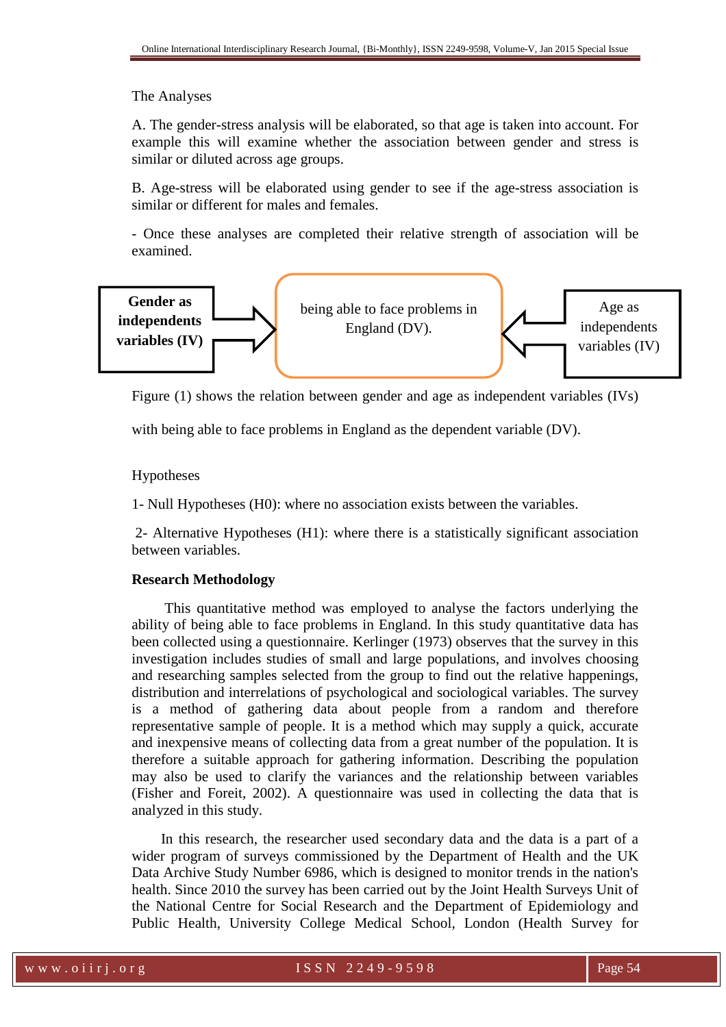The Analyses

A. The gender-stress analysis will be elaborated, so that age is taken into account. For example this will examine whether the association between gender and stress is similar or diluted across age groups.

B. Age-stress will be elaborated using gender to see if the age-stress association is similar or different for males and females.

- Once these analyses are completed their relative strength of association will be examined.

**Gender as independents variables (IV)** → being able to face problems in England (DV). ← Age as independents variables (IV)

Figure (1) shows the relation between gender and age as independent variables (IVs) with being able to face problems in England as the dependent variable (DV).

Hypotheses

1- Null Hypotheses (H0): where no association exists between the variables.

2- Alternative Hypotheses (H1): where there is a statistically significant association between variables.

**Research Methodology**

This quantitative method was employed to analyse the factors underlying the ability of being able to face problems in England. In this study quantitative data has been collected using a questionnaire. Kerlinger (1973) observes that the survey in this investigation includes studies of small and large populations, and involves choosing and researching samples selected from the group to find out the relative happenings, distribution and interrelations of psychological and sociological variables. The survey is a method of gathering data about people from a random and therefore representative sample of people. It is a method which may supply a quick, accurate and inexpensive means of collecting data from a great number of the population. It is therefore a suitable approach for gathering information. Describing the population may also be used to clarify the variances and the relationship between variables (Fisher and Foreit, 2002). A questionnaire was used in collecting the data that is analyzed in this study.

In this research, the researcher used secondary data and the data is a part of a wider program of surveys commissioned by the Department of Health and the UK Data Archive Study Number 6986, which is designed to monitor trends in the nation's health. Since 2010 the survey has been carried out by the Joint Health Surveys Unit of the National Centre for Social Research and the Department of Epidemiology and Public Health, University College Medical School, London (Health Survey for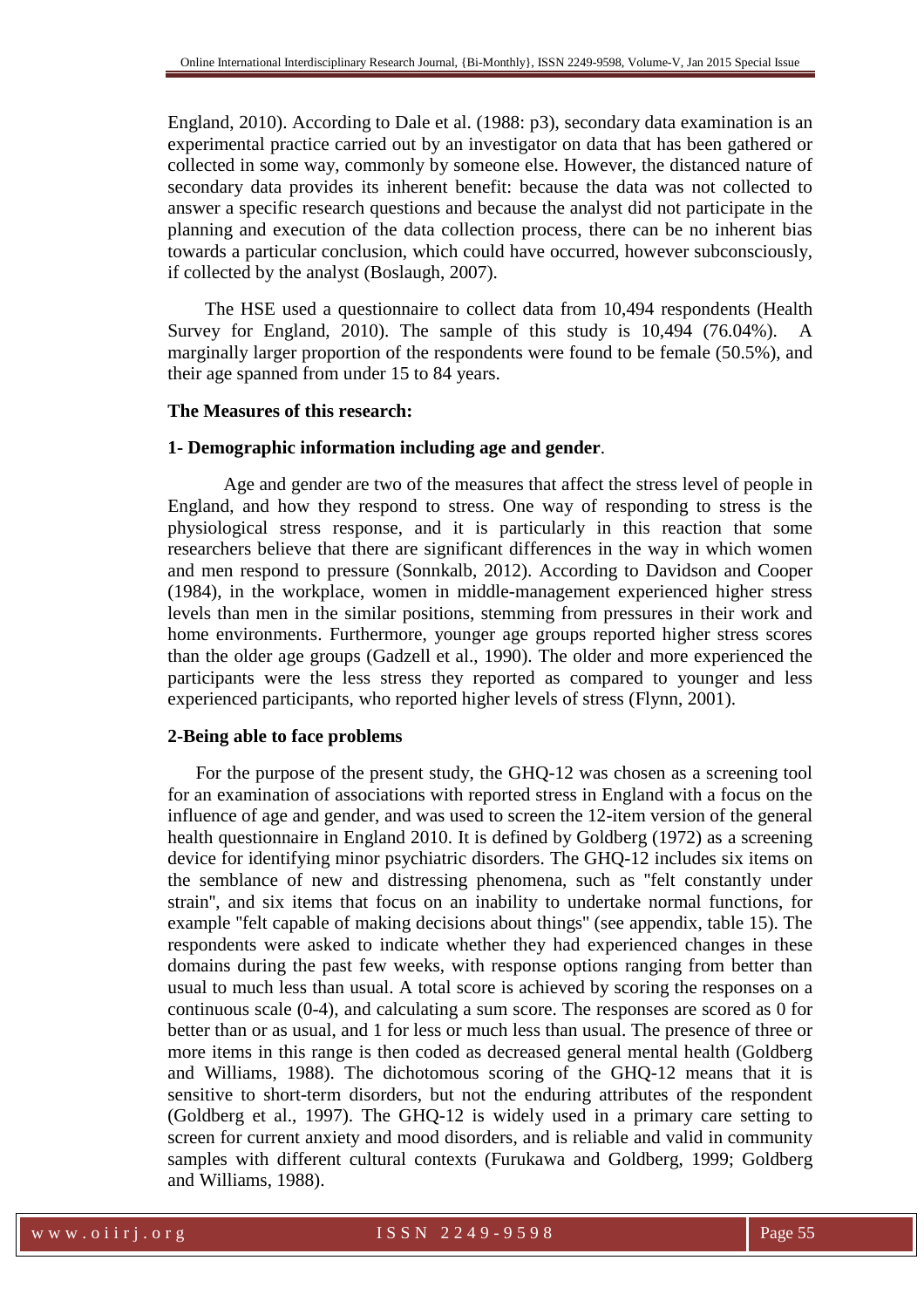England, 2010). According to Dale et al. (1988: p3), secondary data examination is an experimental practice carried out by an investigator on data that has been gathered or collected in some way, commonly by someone else. However, the distanced nature of secondary data provides its inherent benefit: because the data was not collected to answer a specific research questions and because the analyst did not participate in the planning and execution of the data collection process, there can be no inherent bias towards a particular conclusion, which could have occurred, however subconsciously, if collected by the analyst (Boslaugh, 2007).

The HSE used a questionnaire to collect data from 10,494 respondents (Health Survey for England, 2010). The sample of this study is 10,494 (76.04%). A marginally larger proportion of the respondents were found to be female (50.5%), and their age spanned from under 15 to 84 years.

**The Measures of this research:**

**1- Demographic information including age and gender**.

Age and gender are two of the measures that affect the stress level of people in England, and how they respond to stress. One way of responding to stress is the physiological stress response, and it is particularly in this reaction that some researchers believe that there are significant differences in the way in which women and men respond to pressure (Sonnkalb, 2012). According to Davidson and Cooper (1984), in the workplace, women in middle-management experienced higher stress levels than men in the similar positions, stemming from pressures in their work and home environments. Furthermore, younger age groups reported higher stress scores than the older age groups (Gadzell et al., 1990). The older and more experienced the participants were the less stress they reported as compared to younger and less experienced participants, who reported higher levels of stress (Flynn, 2001).

**2-Being able to face problems**

For the purpose of the present study, the GHQ-12 was chosen as a screening tool for an examination of associations with reported stress in England with a focus on the influence of age and gender, and was used to screen the 12-item version of the general health questionnaire in England 2010. It is defined by Goldberg (1972) as a screening device for identifying minor psychiatric disorders. The GHQ-12 includes six items on the semblance of new and distressing phenomena, such as "felt constantly under strain", and six items that focus on an inability to undertake normal functions, for example "felt capable of making decisions about things" (see appendix, table 15). The respondents were asked to indicate whether they had experienced changes in these domains during the past few weeks, with response options ranging from better than usual to much less than usual. A total score is achieved by scoring the responses on a continuous scale (0-4), and calculating a sum score. The responses are scored as 0 for better than or as usual, and 1 for less or much less than usual. The presence of three or more items in this range is then coded as decreased general mental health (Goldberg and Williams, 1988). The dichotomous scoring of the GHQ-12 means that it is sensitive to short-term disorders, but not the enduring attributes of the respondent (Goldberg et al., 1997). The GHQ-12 is widely used in a primary care setting to screen for current anxiety and mood disorders, and is reliable and valid in community samples with different cultural contexts (Furukawa and Goldberg, 1999; Goldberg and Williams, 1988).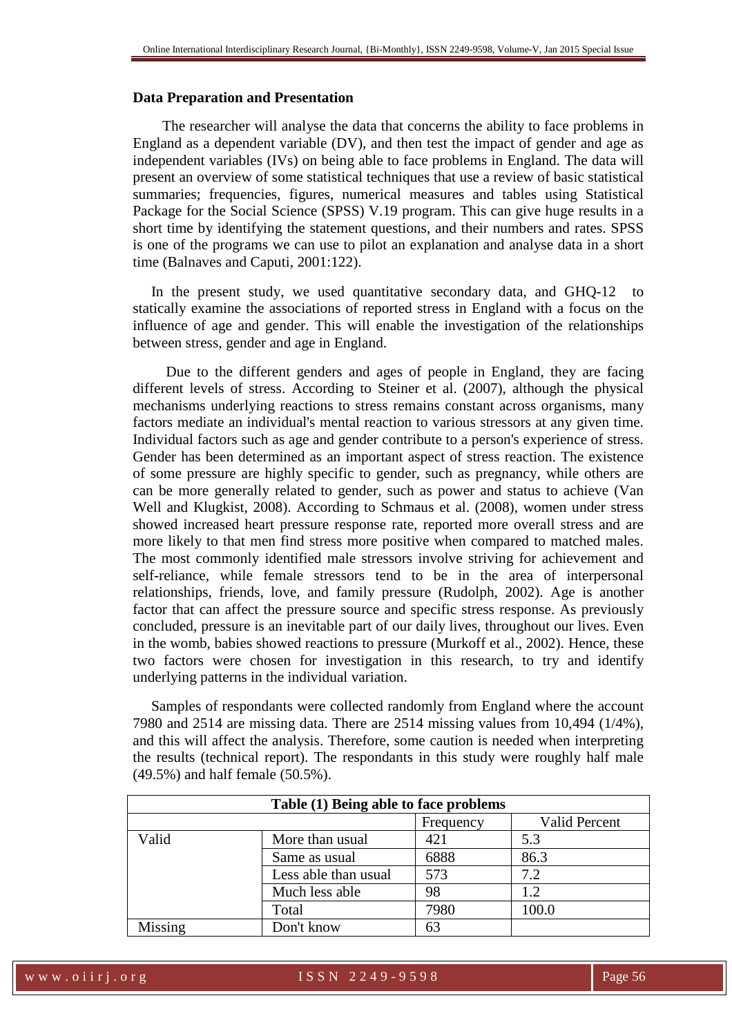**Data Preparation and Presentation**

The researcher will analyse the data that concerns the ability to face problems in England as a dependent variable (DV), and then test the impact of gender and age as independent variables (IVs) on being able to face problems in England. The data will present an overview of some statistical techniques that use a review of basic statistical summaries; frequencies, figures, numerical measures and tables using Statistical Package for the Social Science (SPSS) V.19 program. This can give huge results in a short time by identifying the statement questions, and their numbers and rates. SPSS is one of the programs we can use to pilot an explanation and analyse data in a short time (Balnaves and Caputi, 2001:122).

In the present study, we used quantitative secondary data, and GHQ-12 to statically examine the associations of reported stress in England with a focus on the influence of age and gender. This will enable the investigation of the relationships between stress, gender and age in England.

Due to the different genders and ages of people in England, they are facing different levels of stress. According to Steiner et al. (2007), although the physical mechanisms underlying reactions to stress remains constant across organisms, many factors mediate an individual's mental reaction to various stressors at any given time. Individual factors such as age and gender contribute to a person's experience of stress. Gender has been determined as an important aspect of stress reaction. The existence of some pressure are highly specific to gender, such as pregnancy, while others are can be more generally related to gender, such as power and status to achieve (Van Well and Klugkist, 2008). According to Schmaus et al. (2008), women under stress showed increased heart pressure response rate, reported more overall stress and are more likely to that men find stress more positive when compared to matched males. The most commonly identified male stressors involve striving for achievement and self-reliance, while female stressors tend to be in the area of interpersonal relationships, friends, love, and family pressure (Rudolph, 2002). Age is another factor that can affect the pressure source and specific stress response. As previously concluded, pressure is an inevitable part of our daily lives, throughout our lives. Even in the womb, babies showed reactions to pressure (Murkoff et al., 2002). Hence, these two factors were chosen for investigation in this research, to try and identify underlying patterns in the individual variation.

Samples of respondants were collected randomly from England where the account 7980 and 2514 are missing data. There are 2514 missing values from 10,494 (1/4%), and this will affect the analysis. Therefore, some caution is needed when interpreting the results (technical report). The respondants in this study were roughly half male (49.5%) and half female (50.5%).

| Table (1) Being able to face problems | | | |
|---|---|---|---|
| | | Frequency | Valid Percent |
| Valid | More than usual | 421 | 5.3 |
| | Same as usual | 6888 | 86.3 |
| | Less able than usual | 573 | 7.2 |
| | Much less able | 98 | 1.2 |
| | Total | 7980 | 100.0 |
| Missing | Don't know | 63 | |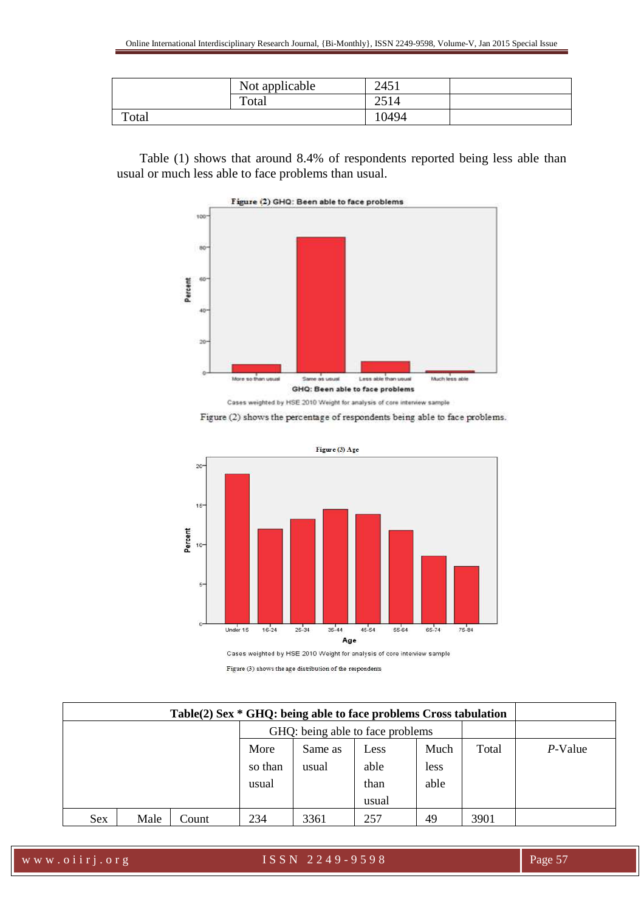|  | Not applicable | 2451 |  |
|---|---|---|---|
|  | Total | 2514 |  |
| Total |  | 10494 |  |

Table (1) shows that around 8.4% of respondents reported being less able than usual or much less able to face problems than usual.

**Figure (2) GHQ: Been able to face problems**

Cases weighted by HSE 2010 Weight for analysis of core interview sample

Figure (2) shows the percentage of respondents being able to face problems.

**Figure (3) Age**

Cases weighted by HSE 2010 Weight for analysis of core interview sample

Figure (3) shows the age distribution of the respondents

| Table(2) Sex * GHQ: being able to face problems Cross tabulation | | | | | | | | |
|---|---|---|---|---|---|---|---|---|
|  |  |  | GHQ: being able to face problems |  |  |  |  |  |
|  |  |  | More so than usual | Same as usual | Less able than usual | Much less able | Total | *P*-Value |
| Sex | Male | Count | 234 | 3361 | 257 | 49 | 3901 |  |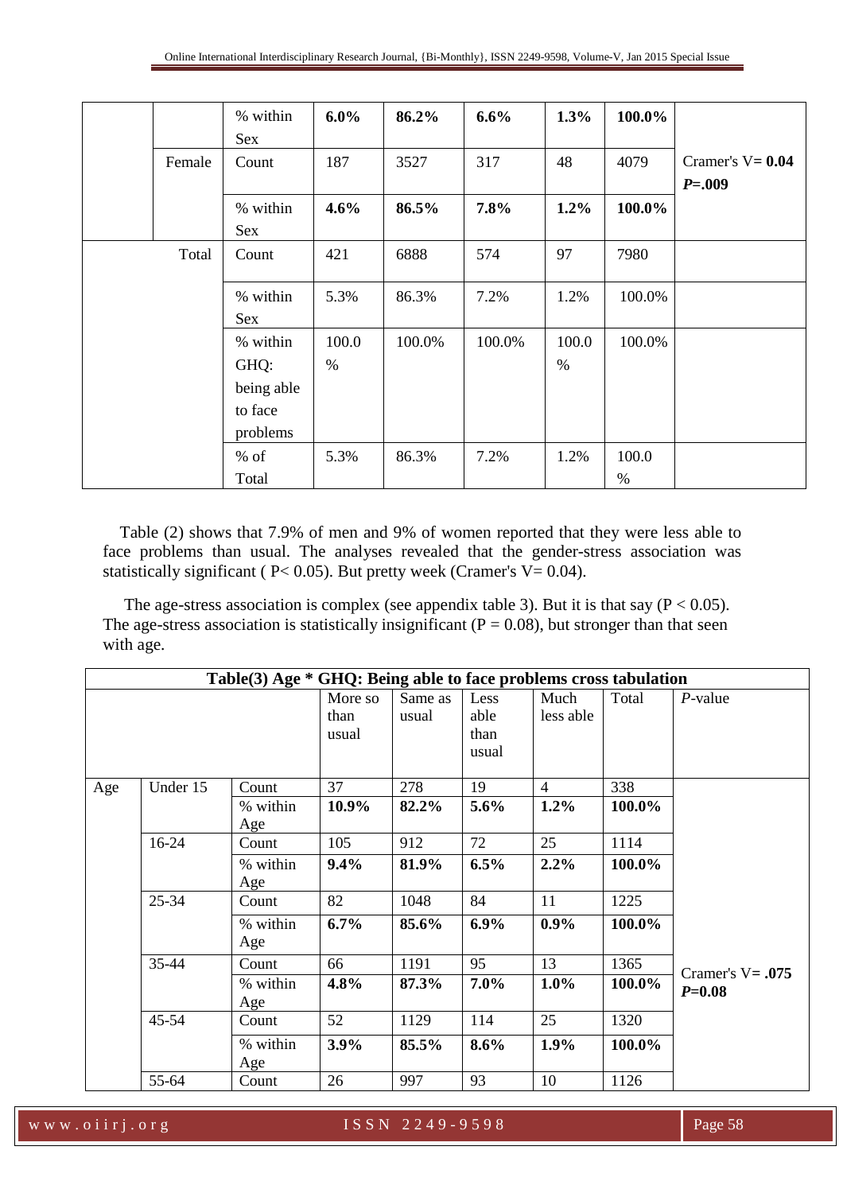|  |  |  |  |  |  |  |  |  |
|---|---|---|---|---|---|---|---|---|
|  |  | % within Sex | **6.0%** | **86.2%** | **6.6%** | **1.3%** | **100.0%** |  |
|  | Female | Count | 187 | 3527 | 317 | 48 | 4079 | Cramer's V= **0.04** ***P*=.009** |
|  |  | % within Sex | **4.6%** | **86.5%** | **7.8%** | **1.2%** | **100.0%** |  |
| Total |  | Count | 421 | 6888 | 574 | 97 | 7980 |  |
|  |  | % within Sex | 5.3% | 86.3% | 7.2% | 1.2% | 100.0% |  |
|  |  | % within GHQ: being able to face problems | 100.0 % | 100.0% | 100.0% | 100.0 % | 100.0% |  |
|  |  | % of Total | 5.3% | 86.3% | 7.2% | 1.2% | 100.0 % |  |

Table (2) shows that 7.9% of men and 9% of women reported that they were less able to face problems than usual. The analyses revealed that the gender-stress association was statistically significant ( P< 0.05). But pretty week (Cramer's V= 0.04).

The age-stress association is complex (see appendix table 3). But it is that say (P < 0.05). The age-stress association is statistically insignificant (P = 0.08), but stronger than that seen with age.

**Table(3) Age * GHQ: Being able to face problems cross tabulation**

|  |  |  | More so than usual | Same as usual | Less able than usual | Much less able | Total | *P*-value |
|---|---|---|---|---|---|---|---|---|
| Age | Under 15 | Count | 37 | 278 | 19 | 4 | 338 | Cramer's V= **.075** ***P*=0.08** |
|  |  | % within Age | **10.9%** | **82.2%** | **5.6%** | **1.2%** | **100.0%** |  |
|  | 16-24 | Count | 105 | 912 | 72 | 25 | 1114 |  |
|  |  | % within Age | **9.4%** | **81.9%** | **6.5%** | **2.2%** | **100.0%** |  |
|  | 25-34 | Count | 82 | 1048 | 84 | 11 | 1225 |  |
|  |  | % within Age | **6.7%** | **85.6%** | **6.9%** | **0.9%** | **100.0%** |  |
|  | 35-44 | Count | 66 | 1191 | 95 | 13 | 1365 |  |
|  |  | % within Age | **4.8%** | **87.3%** | **7.0%** | **1.0%** | **100.0%** |  |
|  | 45-54 | Count | 52 | 1129 | 114 | 25 | 1320 |  |
|  |  | % within Age | **3.9%** | **85.5%** | **8.6%** | **1.9%** | **100.0%** |  |
|  | 55-64 | Count | 26 | 997 | 93 | 10 | 1126 |  |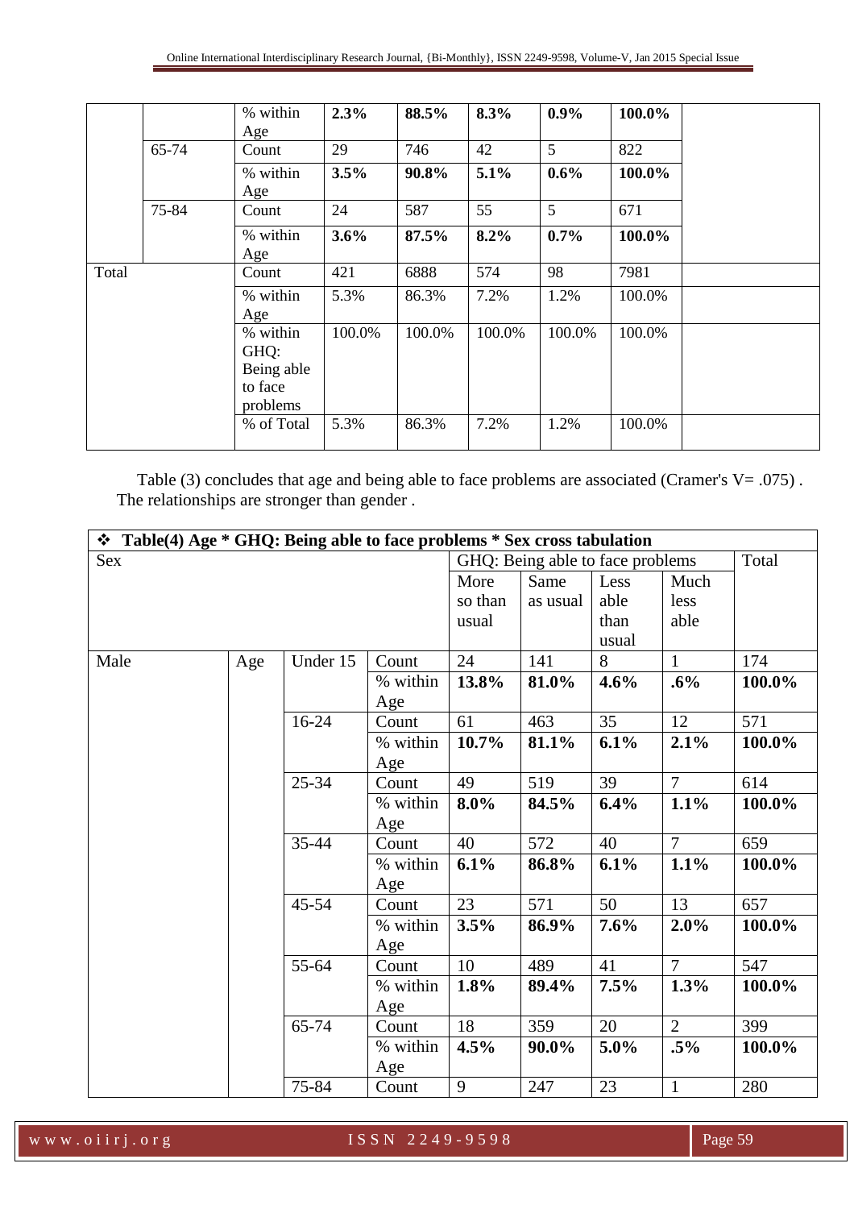|  |  |  |  |  |  |  |  |  |
|---|---|---|---|---|---|---|---|---|
|  |  | % within Age | **2.3%** | **88.5%** | **8.3%** | **0.9%** | **100.0%** |  |
|  | 65-74 | Count | 29 | 746 | 42 | 5 | 822 |  |
|  |  | % within Age | **3.5%** | **90.8%** | **5.1%** | **0.6%** | **100.0%** |  |
|  | 75-84 | Count | 24 | 587 | 55 | 5 | 671 |  |
|  |  | % within Age | **3.6%** | **87.5%** | **8.2%** | **0.7%** | **100.0%** |  |
| Total |  | Count | 421 | 6888 | 574 | 98 | 7981 |  |
|  |  | % within Age | 5.3% | 86.3% | 7.2% | 1.2% | 100.0% |  |
|  |  | % within GHQ: Being able to face problems | 100.0% | 100.0% | 100.0% | 100.0% | 100.0% |  |
|  |  | % of Total | 5.3% | 86.3% | 7.2% | 1.2% | 100.0% |  |

Table (3) concludes that age and being able to face problems are associated (Cramer's V= .075) . The relationships are stronger than gender .

**❖ Table(4) Age * GHQ: Being able to face problems * Sex cross tabulation**

| Sex | | | | GHQ: Being able to face problems | | | | Total |
|---|---|---|---|---|---|---|---|---|
| | | | | More so than usual | Same as usual | Less able than usual | Much less able | |
| Male | Age | Under 15 | Count | 24 | 141 | 8 | 1 | 174 |
| | | | % within Age | **13.8%** | **81.0%** | **4.6%** | **.6%** | **100.0%** |
| | | 16-24 | Count | 61 | 463 | 35 | 12 | 571 |
| | | | % within Age | **10.7%** | **81.1%** | **6.1%** | **2.1%** | **100.0%** |
| | | 25-34 | Count | 49 | 519 | 39 | 7 | 614 |
| | | | % within Age | **8.0%** | **84.5%** | **6.4%** | **1.1%** | **100.0%** |
| | | 35-44 | Count | 40 | 572 | 40 | 7 | 659 |
| | | | % within Age | **6.1%** | **86.8%** | **6.1%** | **1.1%** | **100.0%** |
| | | 45-54 | Count | 23 | 571 | 50 | 13 | 657 |
| | | | % within Age | **3.5%** | **86.9%** | **7.6%** | **2.0%** | **100.0%** |
| | | 55-64 | Count | 10 | 489 | 41 | 7 | 547 |
| | | | % within Age | **1.8%** | **89.4%** | **7.5%** | **1.3%** | **100.0%** |
| | | 65-74 | Count | 18 | 359 | 20 | 2 | 399 |
| | | | % within Age | **4.5%** | **90.0%** | **5.0%** | **.5%** | **100.0%** |
| | | 75-84 | Count | 9 | 247 | 23 | 1 | 280 |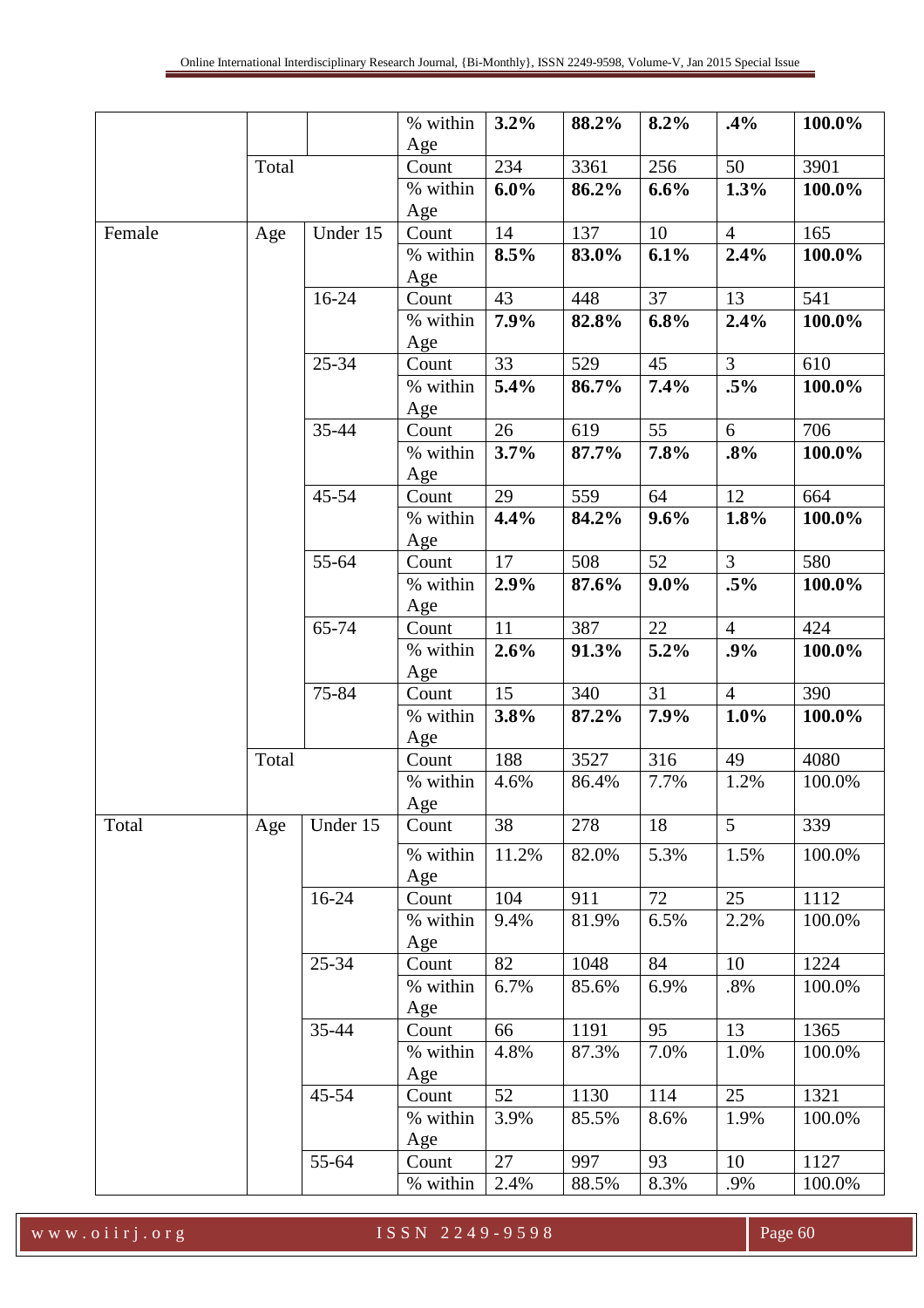| | | | % within Age | **3.2%** | **88.2%** | **8.2%** | **.4%** | **100.0%** |
|---|---|---|---|---|---|---|---|---|
| | Total | | Count | 234 | 3361 | 256 | 50 | 3901 |
| | | | % within Age | **6.0%** | **86.2%** | **6.6%** | **1.3%** | **100.0%** |
| Female | Age | Under 15 | Count | 14 | 137 | 10 | 4 | 165 |
| | | | % within Age | **8.5%** | **83.0%** | **6.1%** | **2.4%** | **100.0%** |
| | | 16-24 | Count | 43 | 448 | 37 | 13 | 541 |
| | | | % within Age | **7.9%** | **82.8%** | **6.8%** | **2.4%** | **100.0%** |
| | | 25-34 | Count | 33 | 529 | 45 | 3 | 610 |
| | | | % within Age | **5.4%** | **86.7%** | **7.4%** | **.5%** | **100.0%** |
| | | 35-44 | Count | 26 | 619 | 55 | 6 | 706 |
| | | | % within Age | **3.7%** | **87.7%** | **7.8%** | **.8%** | **100.0%** |
| | | 45-54 | Count | 29 | 559 | 64 | 12 | 664 |
| | | | % within Age | **4.4%** | **84.2%** | **9.6%** | **1.8%** | **100.0%** |
| | | 55-64 | Count | 17 | 508 | 52 | 3 | 580 |
| | | | % within Age | **2.9%** | **87.6%** | **9.0%** | **.5%** | **100.0%** |
| | | 65-74 | Count | 11 | 387 | 22 | 4 | 424 |
| | | | % within Age | **2.6%** | **91.3%** | **5.2%** | **.9%** | **100.0%** |
| | | 75-84 | Count | 15 | 340 | 31 | 4 | 390 |
| | | | % within Age | **3.8%** | **87.2%** | **7.9%** | **1.0%** | **100.0%** |
| | Total | | Count | 188 | 3527 | 316 | 49 | 4080 |
| | | | % within Age | 4.6% | 86.4% | 7.7% | 1.2% | 100.0% |
| Total | Age | Under 15 | Count | 38 | 278 | 18 | 5 | 339 |
| | | | % within Age | 11.2% | 82.0% | 5.3% | 1.5% | 100.0% |
| | | 16-24 | Count | 104 | 911 | 72 | 25 | 1112 |
| | | | % within Age | 9.4% | 81.9% | 6.5% | 2.2% | 100.0% |
| | | 25-34 | Count | 82 | 1048 | 84 | 10 | 1224 |
| | | | % within Age | 6.7% | 85.6% | 6.9% | .8% | 100.0% |
| | | 35-44 | Count | 66 | 1191 | 95 | 13 | 1365 |
| | | | % within Age | 4.8% | 87.3% | 7.0% | 1.0% | 100.0% |
| | | 45-54 | Count | 52 | 1130 | 114 | 25 | 1321 |
| | | | % within Age | 3.9% | 85.5% | 8.6% | 1.9% | 100.0% |
| | | 55-64 | Count | 27 | 997 | 93 | 10 | 1127 |
| | | | % within | 2.4% | 88.5% | 8.3% | .9% | 100.0% |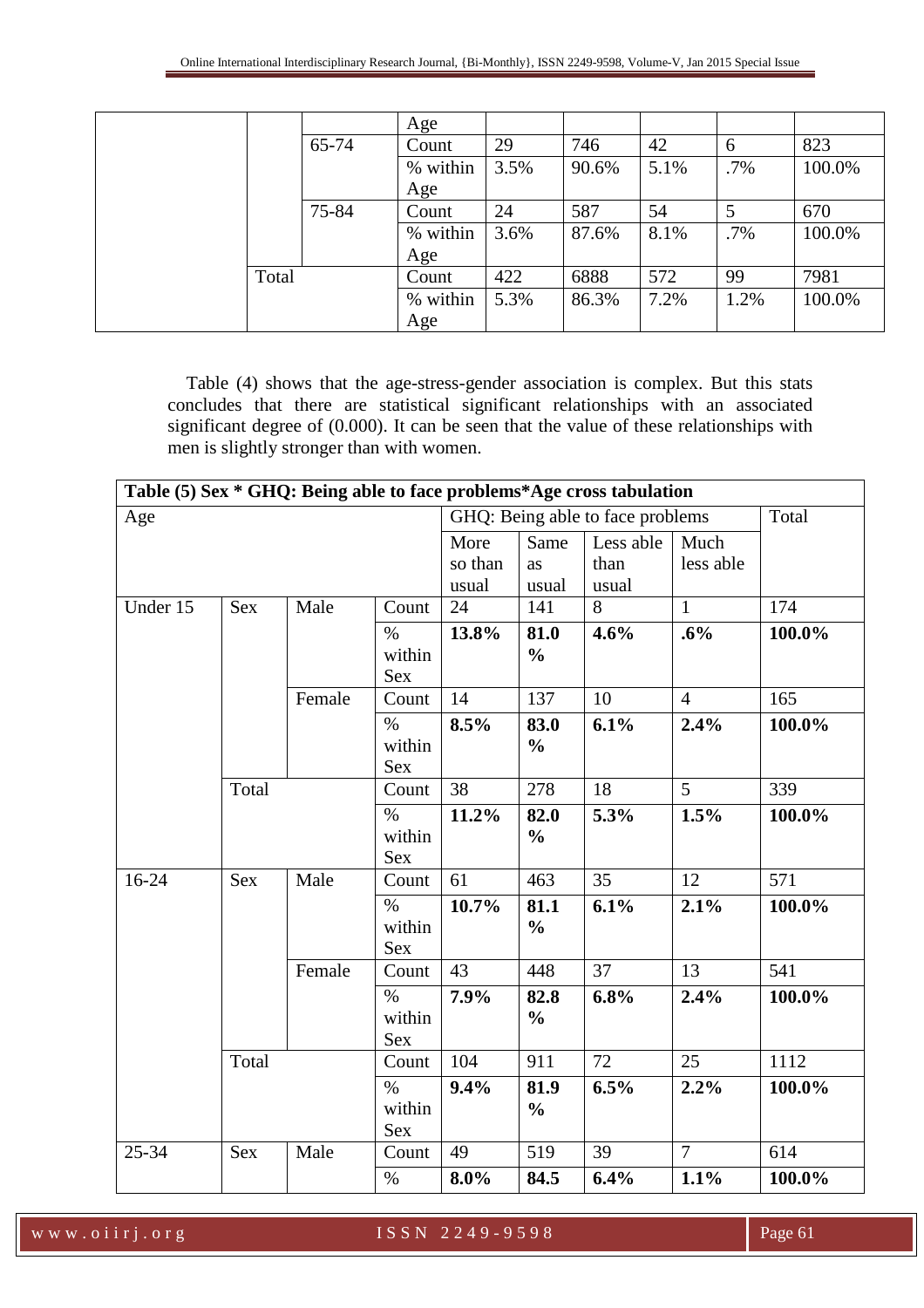| | | | Age | | | | | |
|---|---|---|---|---|---|---|---|---|
| | | 65-74 | Count | 29 | 746 | 42 | 6 | 823 |
| | | | % within Age | 3.5% | 90.6% | 5.1% | .7% | 100.0% |
| | | 75-84 | Count | 24 | 587 | 54 | 5 | 670 |
| | | | % within Age | 3.6% | 87.6% | 8.1% | .7% | 100.0% |
| | Total | | Count | 422 | 6888 | 572 | 99 | 7981 |
| | | | % within Age | 5.3% | 86.3% | 7.2% | 1.2% | 100.0% |

Table (4) shows that the age-stress-gender association is complex. But this stats concludes that there are statistical significant relationships with an associated significant degree of (0.000). It can be seen that the value of these relationships with men is slightly stronger than with women.

**Table (5) Sex * GHQ: Being able to face problems*Age cross tabulation**

| Age | | | | GHQ: Being able to face problems | | | | Total |
|---|---|---|---|---|---|---|---|---|
| | | | | More so than usual | Same as usual | Less able than usual | Much less able | |
| Under 15 | Sex | Male | Count | 24 | 141 | 8 | 1 | 174 |
| | | | % within Sex | **13.8%** | **81.0 %** | **4.6%** | **.6%** | **100.0%** |
| | | Female | Count | 14 | 137 | 10 | 4 | 165 |
| | | | % within Sex | **8.5%** | **83.0 %** | **6.1%** | **2.4%** | **100.0%** |
| | Total | | Count | 38 | 278 | 18 | 5 | 339 |
| | | | % within Sex | **11.2%** | **82.0 %** | **5.3%** | **1.5%** | **100.0%** |
| 16-24 | Sex | Male | Count | 61 | 463 | 35 | 12 | 571 |
| | | | % within Sex | **10.7%** | **81.1 %** | **6.1%** | **2.1%** | **100.0%** |
| | | Female | Count | 43 | 448 | 37 | 13 | 541 |
| | | | % within Sex | **7.9%** | **82.8 %** | **6.8%** | **2.4%** | **100.0%** |
| | Total | | Count | 104 | 911 | 72 | 25 | 1112 |
| | | | % within Sex | **9.4%** | **81.9 %** | **6.5%** | **2.2%** | **100.0%** |
| 25-34 | Sex | Male | Count | 49 | 519 | 39 | 7 | 614 |
| | | | % | **8.0%** | **84.5** | **6.4%** | **1.1%** | **100.0%** |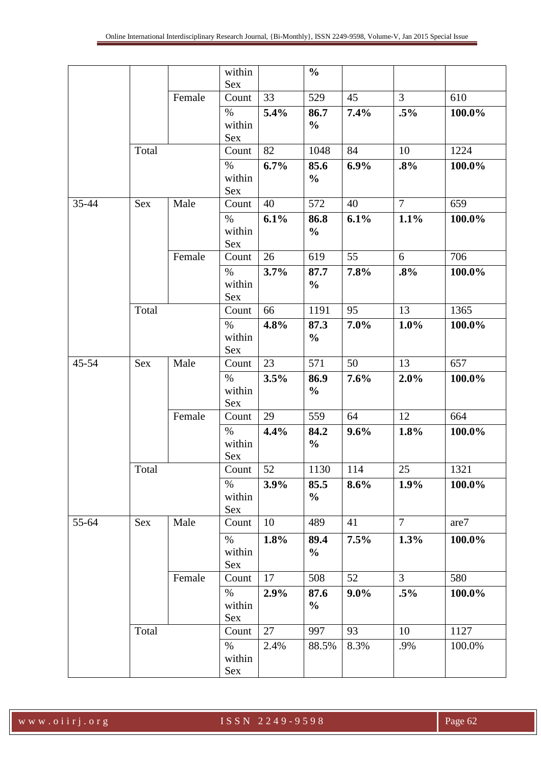| | | | within Sex | | **%** | | | |
|---|---|---|---|---|---|---|---|---|
| | | Female | Count | 33 | 529 | 45 | 3 | 610 |
| | | | % within Sex | **5.4%** | **86.7 %** | **7.4%** | **.5%** | **100.0%** |
| | Total | | Count | 82 | 1048 | 84 | 10 | 1224 |
| | | | % within Sex | **6.7%** | **85.6 %** | **6.9%** | **.8%** | **100.0%** |
| 35-44 | Sex | Male | Count | 40 | 572 | 40 | 7 | 659 |
| | | | % within Sex | **6.1%** | **86.8 %** | **6.1%** | **1.1%** | **100.0%** |
| | | Female | Count | 26 | 619 | 55 | 6 | 706 |
| | | | % within Sex | **3.7%** | **87.7 %** | **7.8%** | **.8%** | **100.0%** |
| | Total | | Count | 66 | 1191 | 95 | 13 | 1365 |
| | | | % within Sex | **4.8%** | **87.3 %** | **7.0%** | **1.0%** | **100.0%** |
| 45-54 | Sex | Male | Count | 23 | 571 | 50 | 13 | 657 |
| | | | % within Sex | **3.5%** | **86.9 %** | **7.6%** | **2.0%** | **100.0%** |
| | | Female | Count | 29 | 559 | 64 | 12 | 664 |
| | | | % within Sex | **4.4%** | **84.2 %** | **9.6%** | **1.8%** | **100.0%** |
| | Total | | Count | 52 | 1130 | 114 | 25 | 1321 |
| | | | % within Sex | **3.9%** | **85.5 %** | **8.6%** | **1.9%** | **100.0%** |
| 55-64 | Sex | Male | Count | 10 | 489 | 41 | 7 | are7 |
| | | | % within Sex | **1.8%** | **89.4 %** | **7.5%** | **1.3%** | **100.0%** |
| | | Female | Count | 17 | 508 | 52 | 3 | 580 |
| | | | % within Sex | **2.9%** | **87.6 %** | **9.0%** | **.5%** | **100.0%** |
| | Total | | Count | 27 | 997 | 93 | 10 | 1127 |
| | | | % within Sex | 2.4% | 88.5% | 8.3% | .9% | 100.0% |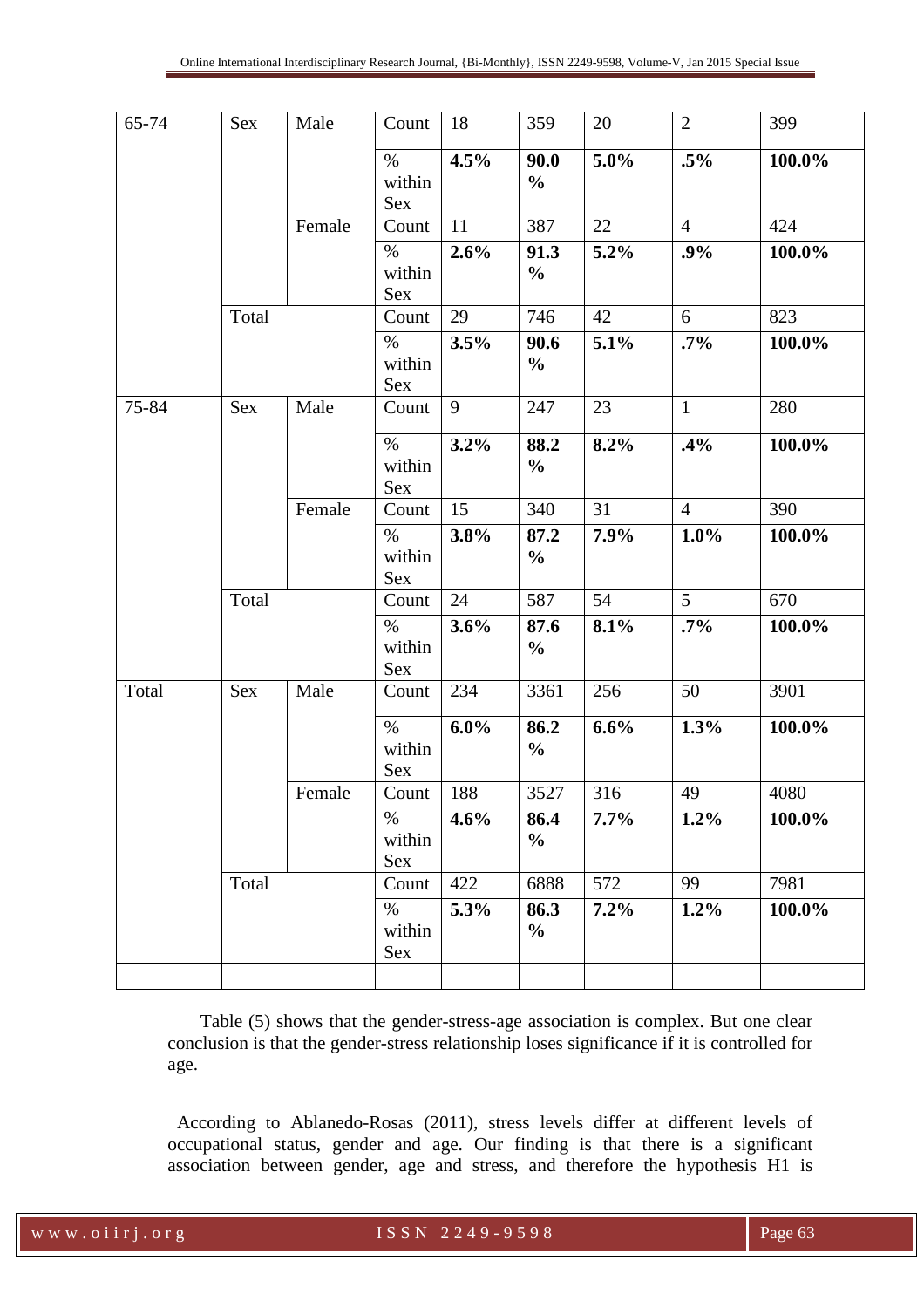| 65-74 | Sex | Male | Count | 18 | 359 | 20 | 2 | 399 |
|---|---|---|---|---|---|---|---|---|
| | | | % within Sex | **4.5%** | **90.0 %** | **5.0%** | **.5%** | **100.0%** |
| | | Female | Count | 11 | 387 | 22 | 4 | 424 |
| | | | % within Sex | **2.6%** | **91.3 %** | **5.2%** | **.9%** | **100.0%** |
| | Total | | Count | 29 | 746 | 42 | 6 | 823 |
| | | | % within Sex | **3.5%** | **90.6 %** | **5.1%** | **.7%** | **100.0%** |
| 75-84 | Sex | Male | Count | 9 | 247 | 23 | 1 | 280 |
| | | | % within Sex | **3.2%** | **88.2 %** | **8.2%** | **.4%** | **100.0%** |
| | | Female | Count | 15 | 340 | 31 | 4 | 390 |
| | | | % within Sex | **3.8%** | **87.2 %** | **7.9%** | **1.0%** | **100.0%** |
| | Total | | Count | 24 | 587 | 54 | 5 | 670 |
| | | | % within Sex | **3.6%** | **87.6 %** | **8.1%** | **.7%** | **100.0%** |
| Total | Sex | Male | Count | 234 | 3361 | 256 | 50 | 3901 |
| | | | % within Sex | **6.0%** | **86.2 %** | **6.6%** | **1.3%** | **100.0%** |
| | | Female | Count | 188 | 3527 | 316 | 49 | 4080 |
| | | | % within Sex | **4.6%** | **86.4 %** | **7.7%** | **1.2%** | **100.0%** |
| | Total | | Count | 422 | 6888 | 572 | 99 | 7981 |
| | | | % within Sex | **5.3%** | **86.3 %** | **7.2%** | **1.2%** | **100.0%** |
| | | | | | | | | |

Table (5) shows that the gender-stress-age association is complex. But one clear conclusion is that the gender-stress relationship loses significance if it is controlled for age.

According to Ablanedo-Rosas (2011), stress levels differ at different levels of occupational status, gender and age. Our finding is that there is a significant association between gender, age and stress, and therefore the hypothesis H1 is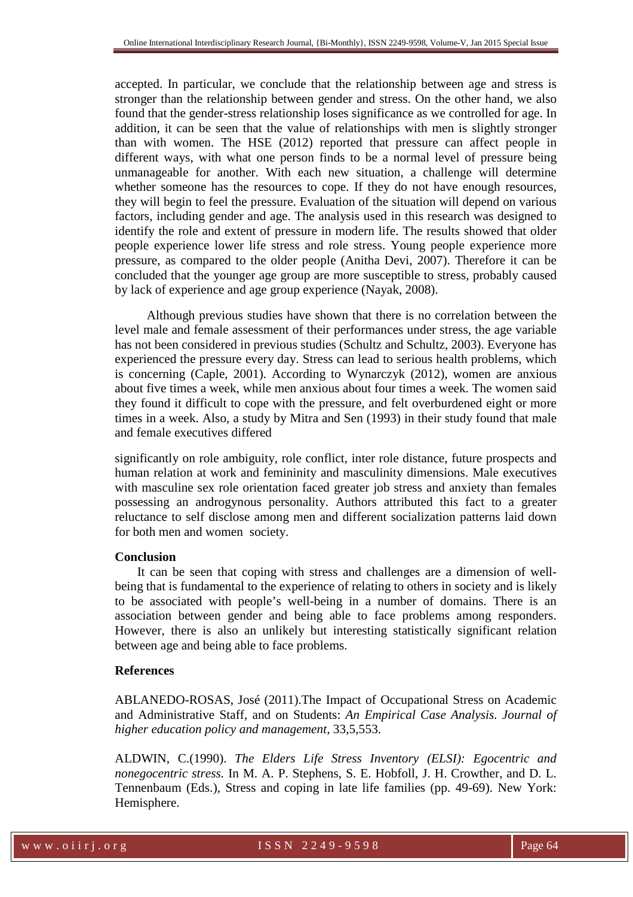accepted. In particular, we conclude that the relationship between age and stress is stronger than the relationship between gender and stress. On the other hand, we also found that the gender-stress relationship loses significance as we controlled for age. In addition, it can be seen that the value of relationships with men is slightly stronger than with women. The HSE (2012) reported that pressure can affect people in different ways, with what one person finds to be a normal level of pressure being unmanageable for another. With each new situation, a challenge will determine whether someone has the resources to cope. If they do not have enough resources, they will begin to feel the pressure. Evaluation of the situation will depend on various factors, including gender and age. The analysis used in this research was designed to identify the role and extent of pressure in modern life. The results showed that older people experience lower life stress and role stress. Young people experience more pressure, as compared to the older people (Anitha Devi, 2007). Therefore it can be concluded that the younger age group are more susceptible to stress, probably caused by lack of experience and age group experience (Nayak, 2008).

Although previous studies have shown that there is no correlation between the level male and female assessment of their performances under stress, the age variable has not been considered in previous studies (Schultz and Schultz, 2003). Everyone has experienced the pressure every day. Stress can lead to serious health problems, which is concerning (Caple, 2001). According to Wynarczyk (2012), women are anxious about five times a week, while men anxious about four times a week. The women said they found it difficult to cope with the pressure, and felt overburdened eight or more times in a week. Also, a study by Mitra and Sen (1993) in their study found that male and female executives differed significantly on role ambiguity, role conflict, inter role distance, future prospects and human relation at work and femininity and masculinity dimensions. Male executives with masculine sex role orientation faced greater job stress and anxiety than females possessing an androgynous personality. Authors attributed this fact to a greater reluctance to self disclose among men and different socialization patterns laid down for both men and women society.

**Conclusion**

It can be seen that coping with stress and challenges are a dimension of well-being that is fundamental to the experience of relating to others in society and is likely to be associated with people's well-being in a number of domains. There is an association between gender and being able to face problems among responders. However, there is also an unlikely but interesting statistically significant relation between age and being able to face problems.

**References**

ABLANEDO-ROSAS, José (2011).The Impact of Occupational Stress on Academic and Administrative Staff, and on Students: *An Empirical Case Analysis. Journal of higher education policy and management,* 33,5,553.

ALDWIN, C.(1990). *The Elders Life Stress Inventory (ELSI): Egocentric and nonegocentric stress.* In M. A. P. Stephens, S. E. Hobfoll, J. H. Crowther, and D. L. Tennenbaum (Eds.), Stress and coping in late life families (pp. 49-69). New York: Hemisphere.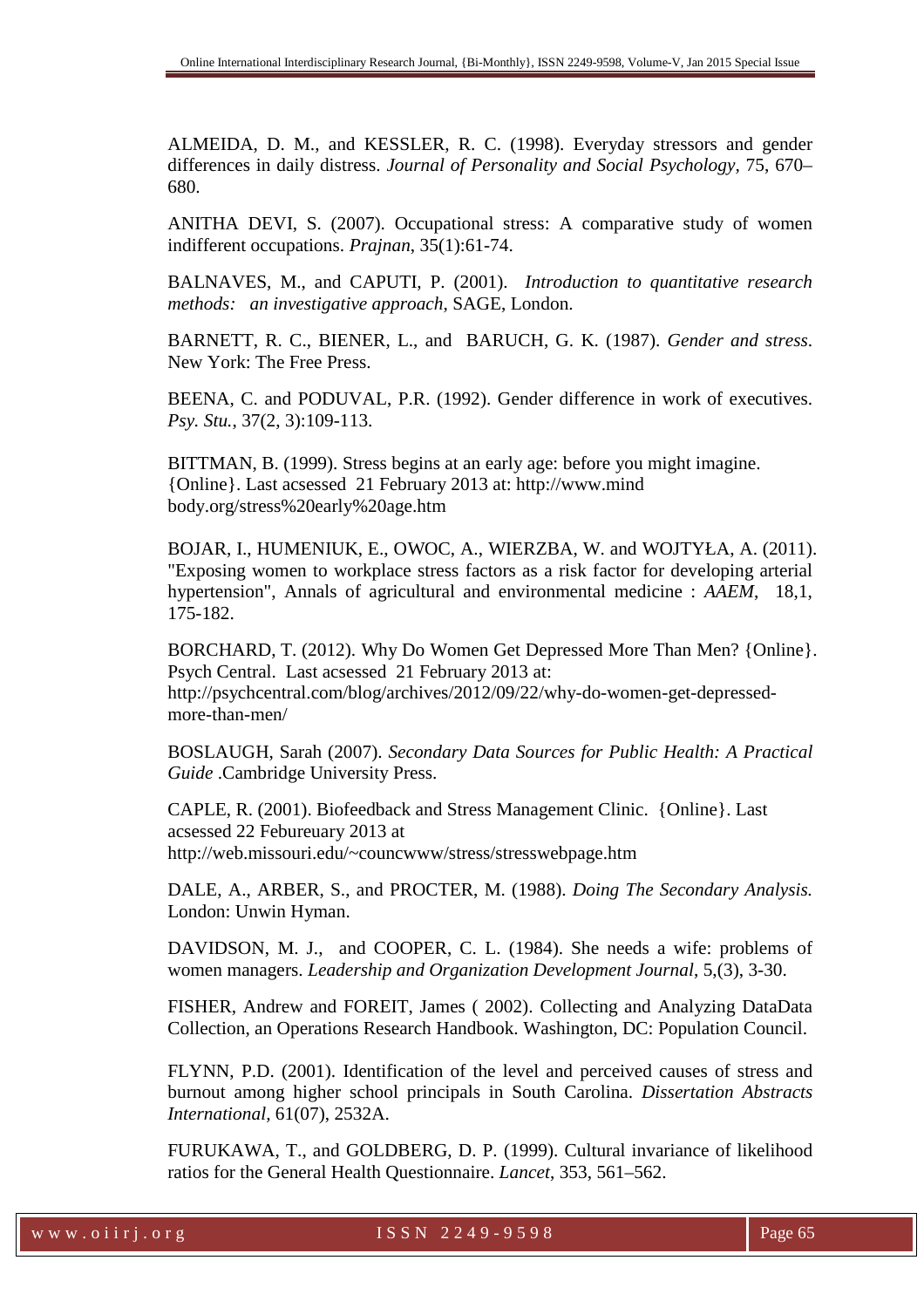ALMEIDA, D. M., and KESSLER, R. C. (1998). Everyday stressors and gender differences in daily distress. *Journal of Personality and Social Psychology*, 75, 670–680.

ANITHA DEVI, S. (2007). Occupational stress: A comparative study of women indifferent occupations. *Prajnan*, 35(1):61-74.

BALNAVES, M., and CAPUTI, P. (2001). *Introduction to quantitative research methods: an investigative approach*, SAGE, London.

BARNETT, R. C., BIENER, L., and BARUCH, G. K. (1987). *Gender and stress*. New York: The Free Press.

BEENA, C. and PODUVAL, P.R. (1992). Gender difference in work of executives. *Psy. Stu.*, 37(2, 3):109-113.

BITTMAN, B. (1999). Stress begins at an early age: before you might imagine. {Online}. Last acsessed 21 February 2013 at: http://www.mind body.org/stress%20early%20age.htm

BOJAR, I., HUMENIUK, E., OWOC, A., WIERZBA, W. and WOJTYŁA, A. (2011). "Exposing women to workplace stress factors as a risk factor for developing arterial hypertension", Annals of agricultural and environmental medicine : *AAEM*, 18,1, 175-182.

BORCHARD, T. (2012). Why Do Women Get Depressed More Than Men? {Online}. Psych Central. Last acsessed 21 February 2013 at: http://psychcentral.com/blog/archives/2012/09/22/why-do-women-get-depressed-more-than-men/

BOSLAUGH, Sarah (2007). *Secondary Data Sources for Public Health: A Practical Guide* .Cambridge University Press.

CAPLE, R. (2001). Biofeedback and Stress Management Clinic. {Online}. Last acsessed 22 Febureuary 2013 at http://web.missouri.edu/~councwww/stress/stresswebpage.htm

DALE, A., ARBER, S., and PROCTER, M. (1988). *Doing The Secondary Analysis.* London: Unwin Hyman.

DAVIDSON, M. J., and COOPER, C. L. (1984). She needs a wife: problems of women managers. *Leadership and Organization Development Journal*, 5,(3), 3-30.

FISHER, Andrew and FOREIT, James ( 2002). Collecting and Analyzing DataData Collection, an Operations Research Handbook. Washington, DC: Population Council.

FLYNN, P.D. (2001). Identification of the level and perceived causes of stress and burnout among higher school principals in South Carolina. *Dissertation Abstracts International*, 61(07), 2532A.

FURUKAWA, T., and GOLDBERG, D. P. (1999). Cultural invariance of likelihood ratios for the General Health Questionnaire. *Lancet*, 353, 561–562.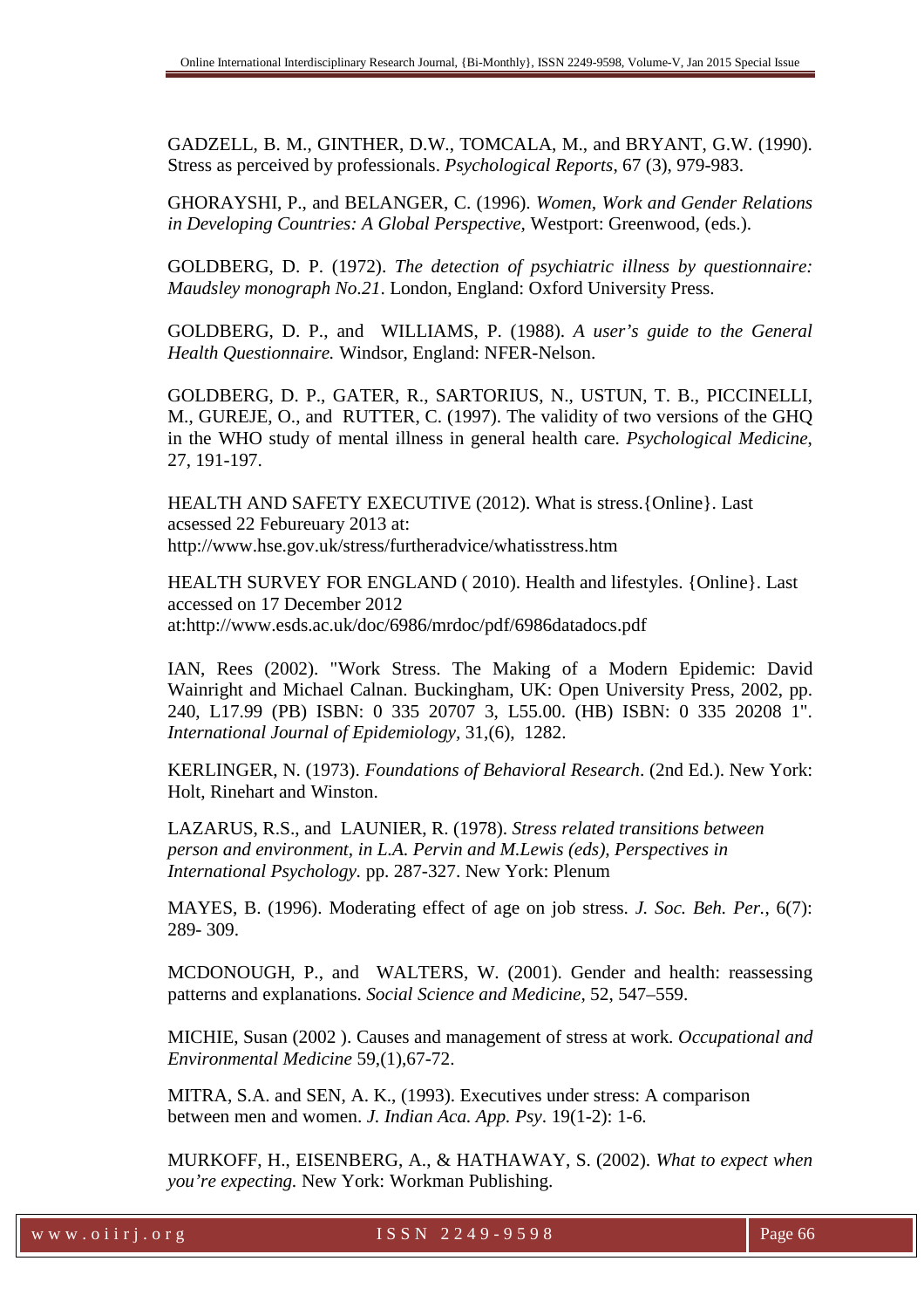GADZELL, B. M., GINTHER, D.W., TOMCALA, M., and BRYANT, G.W. (1990). Stress as perceived by professionals. *Psychological Reports*, 67 (3), 979-983.

GHORAYSHI, P., and BELANGER, C. (1996). *Women, Work and Gender Relations in Developing Countries: A Global Perspective*, Westport: Greenwood, (eds.).

GOLDBERG, D. P. (1972). *The detection of psychiatric illness by questionnaire: Maudsley monograph No.21*. London, England: Oxford University Press.

GOLDBERG, D. P., and WILLIAMS, P. (1988). *A user's guide to the General Health Questionnaire.* Windsor, England: NFER-Nelson.

GOLDBERG, D. P., GATER, R., SARTORIUS, N., USTUN, T. B., PICCINELLI, M., GUREJE, O., and RUTTER, C. (1997). The validity of two versions of the GHQ in the WHO study of mental illness in general health care. *Psychological Medicine*, 27, 191-197.

HEALTH AND SAFETY EXECUTIVE (2012). What is stress.{Online}. Last acsessed 22 Febureuary 2013 at: http://www.hse.gov.uk/stress/furtheradvice/whatisstress.htm

HEALTH SURVEY FOR ENGLAND ( 2010). Health and lifestyles. {Online}. Last accessed on 17 December 2012 at:http://www.esds.ac.uk/doc/6986/mrdoc/pdf/6986datadocs.pdf

IAN, Rees (2002). "Work Stress. The Making of a Modern Epidemic: David Wainright and Michael Calnan. Buckingham, UK: Open University Press, 2002, pp. 240, L17.99 (PB) ISBN: 0 335 20707 3, L55.00. (HB) ISBN: 0 335 20208 1". *International Journal of Epidemiology*, 31,(6), 1282.

KERLINGER, N. (1973). *Foundations of Behavioral Research*. (2nd Ed.). New York: Holt, Rinehart and Winston.

LAZARUS, R.S., and LAUNIER, R. (1978). *Stress related transitions between person and environment, in L.A. Pervin and M.Lewis (eds), Perspectives in International Psychology.* pp. 287-327. New York: Plenum

MAYES, B. (1996). Moderating effect of age on job stress. *J. Soc. Beh. Per.*, 6(7): 289- 309.

MCDONOUGH, P., and WALTERS, W. (2001). Gender and health: reassessing patterns and explanations. *Social Science and Medicine*, 52, 547–559.

MICHIE, Susan (2002 ). Causes and management of stress at work. *Occupational and Environmental Medicine* 59,(1),67-72.

MITRA, S.A. and SEN, A. K., (1993). Executives under stress: A comparison between men and women. *J. Indian Aca. App. Psy*. 19(1-2): 1-6.

MURKOFF, H., EISENBERG, A., & HATHAWAY, S. (2002). *What to expect when you're expecting.* New York: Workman Publishing.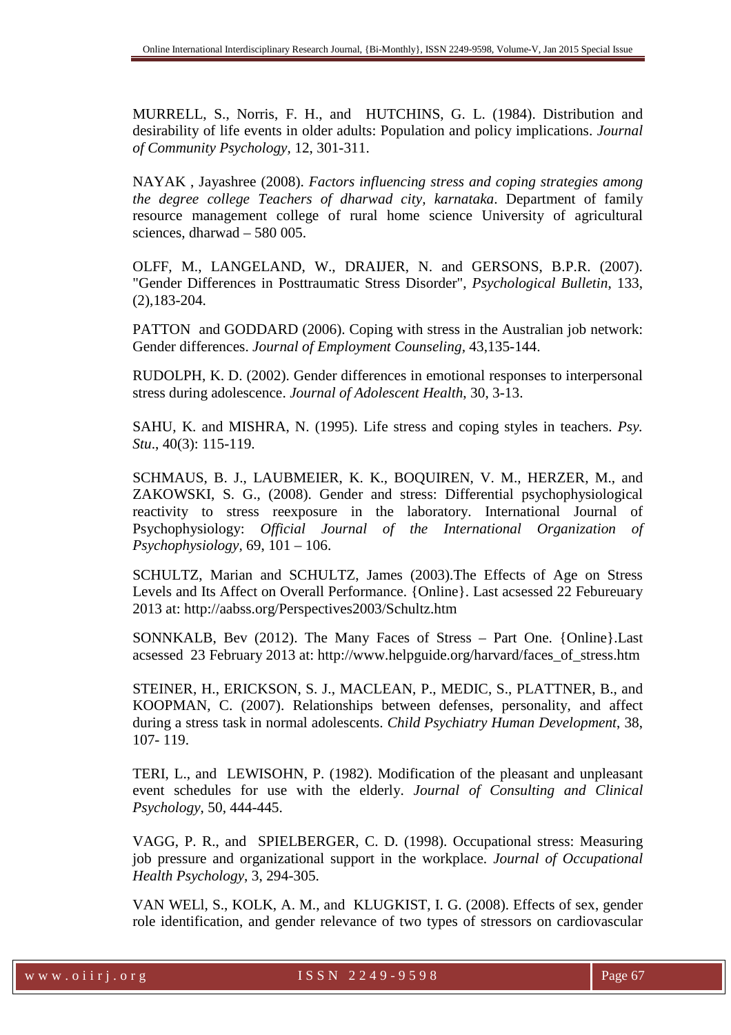MURRELL, S., Norris, F. H., and HUTCHINS, G. L. (1984). Distribution and desirability of life events in older adults: Population and policy implications. *Journal of Community Psychology*, 12, 301-311.

NAYAK , Jayashree (2008). *Factors influencing stress and coping strategies among the degree college Teachers of dharwad city, karnataka*. Department of family resource management college of rural home science University of agricultural sciences, dharwad – 580 005.

OLFF, M., LANGELAND, W., DRAIJER, N. and GERSONS, B.P.R. (2007). "Gender Differences in Posttraumatic Stress Disorder", *Psychological Bulletin*, 133, (2),183-204.

PATTON and GODDARD (2006). Coping with stress in the Australian job network: Gender differences. *Journal of Employment Counseling*, 43,135-144.

RUDOLPH, K. D. (2002). Gender differences in emotional responses to interpersonal stress during adolescence. *Journal of Adolescent Health*, 30, 3-13.

SAHU, K. and MISHRA, N. (1995). Life stress and coping styles in teachers. *Psy. Stu*., 40(3): 115-119.

SCHMAUS, B. J., LAUBMEIER, K. K., BOQUIREN, V. M., HERZER, M., and ZAKOWSKI, S. G., (2008). Gender and stress: Differential psychophysiological reactivity to stress reexposure in the laboratory. International Journal of Psychophysiology: *Official Journal of the International Organization of Psychophysiology*, 69, 101 – 106.

SCHULTZ, Marian and SCHULTZ, James (2003).The Effects of Age on Stress Levels and Its Affect on Overall Performance. {Online}. Last acsessed 22 Febureuary 2013 at: http://aabss.org/Perspectives2003/Schultz.htm

SONNKALB, Bev (2012). The Many Faces of Stress – Part One. {Online}.Last acsessed 23 February 2013 at: http://www.helpguide.org/harvard/faces_of_stress.htm

STEINER, H., ERICKSON, S. J., MACLEAN, P., MEDIC, S., PLATTNER, B., and KOOPMAN, C. (2007). Relationships between defenses, personality, and affect during a stress task in normal adolescents. *Child Psychiatry Human Development*, 38, 107- 119.

TERI, L., and LEWISOHN, P. (1982). Modification of the pleasant and unpleasant event schedules for use with the elderly. *Journal of Consulting and Clinical Psychology*, 50, 444-445.

VAGG, P. R., and SPIELBERGER, C. D. (1998). Occupational stress: Measuring job pressure and organizational support in the workplace. *Journal of Occupational Health Psychology*, 3, 294-305.

VAN WELl, S., KOLK, A. M., and KLUGKIST, I. G. (2008). Effects of sex, gender role identification, and gender relevance of two types of stressors on cardiovascular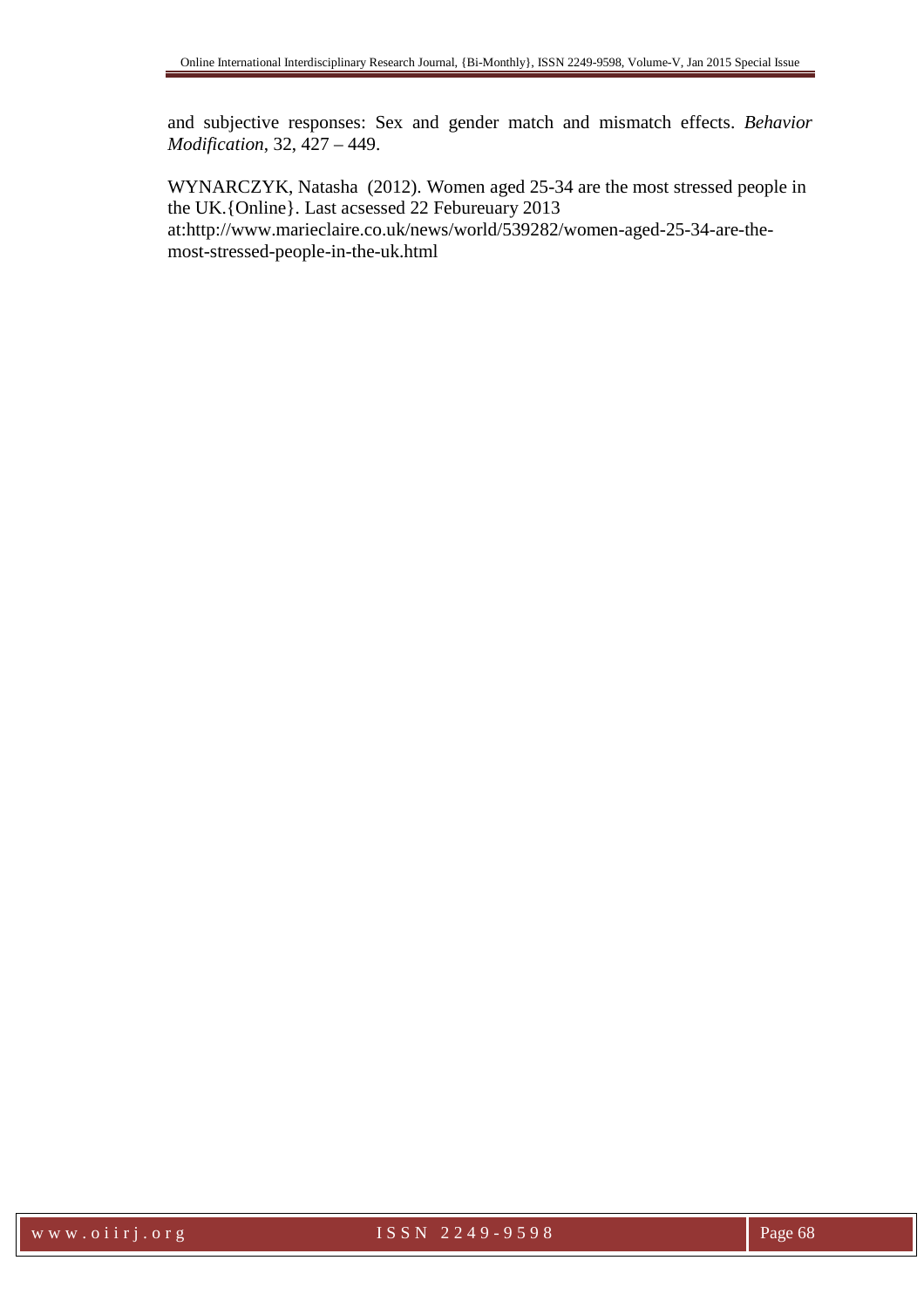and subjective responses: Sex and gender match and mismatch effects. *Behavior Modification*, 32, 427 – 449.

WYNARCZYK, Natasha (2012). Women aged 25-34 are the most stressed people in the UK.{Online}. Last acsessed 22 Febureuary 2013 at:http://www.marieclaire.co.uk/news/world/539282/women-aged-25-34-are-the-most-stressed-people-in-the-uk.html